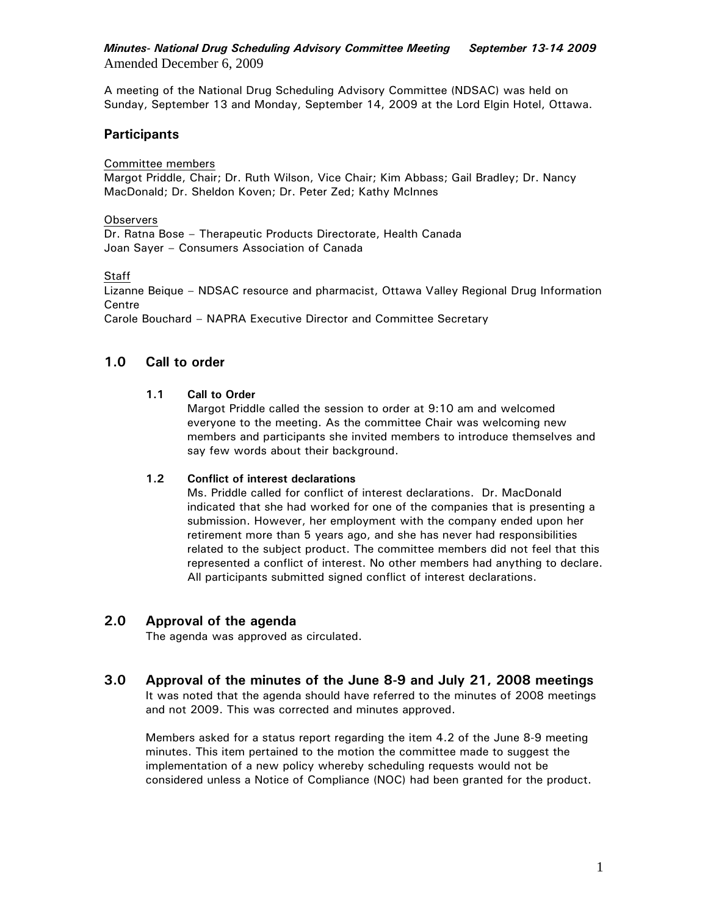*Minutes- National Drug Scheduling Advisory Committee Meeting September 13-14 2009*
Amended December 6, 2009

A meeting of the National Drug Scheduling Advisory Committee (NDSAC) was held on Sunday, September 13 and Monday, September 14, 2009 at the Lord Elgin Hotel, Ottawa.

## Participants

Committee members
Margot Priddle, Chair; Dr. Ruth Wilson, Vice Chair; Kim Abbass; Gail Bradley; Dr. Nancy MacDonald; Dr. Sheldon Koven; Dr. Peter Zed; Kathy McInnes

Observers
Dr. Ratna Bose – Therapeutic Products Directorate, Health Canada
Joan Sayer – Consumers Association of Canada

Staff
Lizanne Beique – NDSAC resource and pharmacist, Ottawa Valley Regional Drug Information Centre
Carole Bouchard – NAPRA Executive Director and Committee Secretary

## 1.0 Call to order

### 1.1 Call to Order

Margot Priddle called the session to order at 9:10 am and welcomed everyone to the meeting. As the committee Chair was welcoming new members and participants she invited members to introduce themselves and say few words about their background.

### 1.2 Conflict of interest declarations

Ms. Priddle called for conflict of interest declarations. Dr. MacDonald indicated that she had worked for one of the companies that is presenting a submission. However, her employment with the company ended upon her retirement more than 5 years ago, and she has never had responsibilities related to the subject product. The committee members did not feel that this represented a conflict of interest. No other members had anything to declare. All participants submitted signed conflict of interest declarations.

## 2.0 Approval of the agenda

The agenda was approved as circulated.

## 3.0 Approval of the minutes of the June 8-9 and July 21, 2008 meetings

It was noted that the agenda should have referred to the minutes of 2008 meetings and not 2009. This was corrected and minutes approved.

Members asked for a status report regarding the item 4.2 of the June 8-9 meeting minutes. This item pertained to the motion the committee made to suggest the implementation of a new policy whereby scheduling requests would not be considered unless a Notice of Compliance (NOC) had been granted for the product.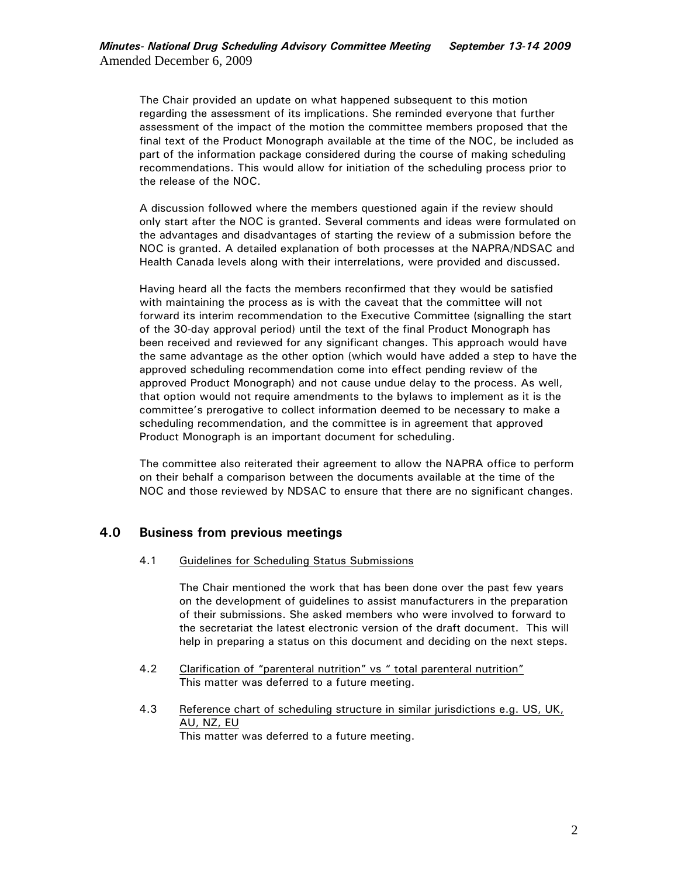The Chair provided an update on what happened subsequent to this motion regarding the assessment of its implications. She reminded everyone that further assessment of the impact of the motion the committee members proposed that the final text of the Product Monograph available at the time of the NOC, be included as part of the information package considered during the course of making scheduling recommendations. This would allow for initiation of the scheduling process prior to the release of the NOC.

A discussion followed where the members questioned again if the review should only start after the NOC is granted. Several comments and ideas were formulated on the advantages and disadvantages of starting the review of a submission before the NOC is granted. A detailed explanation of both processes at the NAPRA/NDSAC and Health Canada levels along with their interrelations, were provided and discussed.

Having heard all the facts the members reconfirmed that they would be satisfied with maintaining the process as is with the caveat that the committee will not forward its interim recommendation to the Executive Committee (signalling the start of the 30-day approval period) until the text of the final Product Monograph has been received and reviewed for any significant changes. This approach would have the same advantage as the other option (which would have added a step to have the approved scheduling recommendation come into effect pending review of the approved Product Monograph) and not cause undue delay to the process. As well, that option would not require amendments to the bylaws to implement as it is the committee's prerogative to collect information deemed to be necessary to make a scheduling recommendation, and the committee is in agreement that approved Product Monograph is an important document for scheduling.

The committee also reiterated their agreement to allow the NAPRA office to perform on their behalf a comparison between the documents available at the time of the NOC and those reviewed by NDSAC to ensure that there are no significant changes.

## 4.0 Business from previous meetings

### 4.1 Guidelines for Scheduling Status Submissions

The Chair mentioned the work that has been done over the past few years on the development of guidelines to assist manufacturers in the preparation of their submissions. She asked members who were involved to forward to the secretariat the latest electronic version of the draft document. This will help in preparing a status on this document and deciding on the next steps.

### 4.2 Clarification of "parenteral nutrition" vs " total parenteral nutrition"

This matter was deferred to a future meeting.

### 4.3 Reference chart of scheduling structure in similar jurisdictions e.g. US, UK, AU, NZ, EU

This matter was deferred to a future meeting.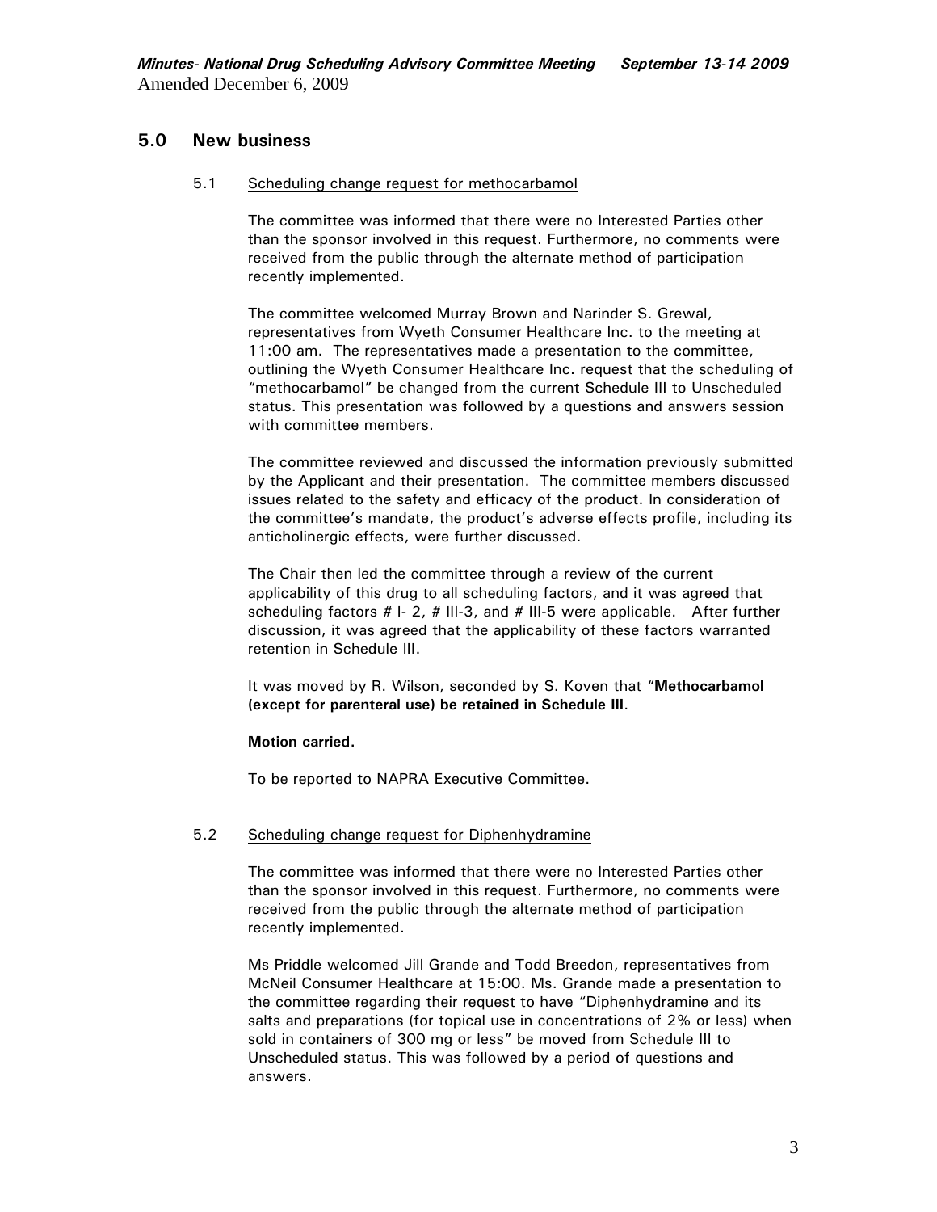## 5.0 New business

### 5.1 Scheduling change request for methocarbamol

The committee was informed that there were no Interested Parties other than the sponsor involved in this request. Furthermore, no comments were received from the public through the alternate method of participation recently implemented.

The committee welcomed Murray Brown and Narinder S. Grewal, representatives from Wyeth Consumer Healthcare Inc. to the meeting at 11:00 am. The representatives made a presentation to the committee, outlining the Wyeth Consumer Healthcare Inc. request that the scheduling of "methocarbamol" be changed from the current Schedule III to Unscheduled status. This presentation was followed by a questions and answers session with committee members.

The committee reviewed and discussed the information previously submitted by the Applicant and their presentation. The committee members discussed issues related to the safety and efficacy of the product. In consideration of the committee's mandate, the product's adverse effects profile, including its anticholinergic effects, were further discussed.

The Chair then led the committee through a review of the current applicability of this drug to all scheduling factors, and it was agreed that scheduling factors # I- 2, # III-3, and # III-5 were applicable. After further discussion, it was agreed that the applicability of these factors warranted retention in Schedule III.

It was moved by R. Wilson, seconded by S. Koven that "**Methocarbamol (except for parenteral use) be retained in Schedule III**.

**Motion carried.**

To be reported to NAPRA Executive Committee.

### 5.2 Scheduling change request for Diphenhydramine

The committee was informed that there were no Interested Parties other than the sponsor involved in this request. Furthermore, no comments were received from the public through the alternate method of participation recently implemented.

Ms Priddle welcomed Jill Grande and Todd Breedon, representatives from McNeil Consumer Healthcare at 15:00. Ms. Grande made a presentation to the committee regarding their request to have "Diphenhydramine and its salts and preparations (for topical use in concentrations of 2% or less) when sold in containers of 300 mg or less" be moved from Schedule III to Unscheduled status. This was followed by a period of questions and answers.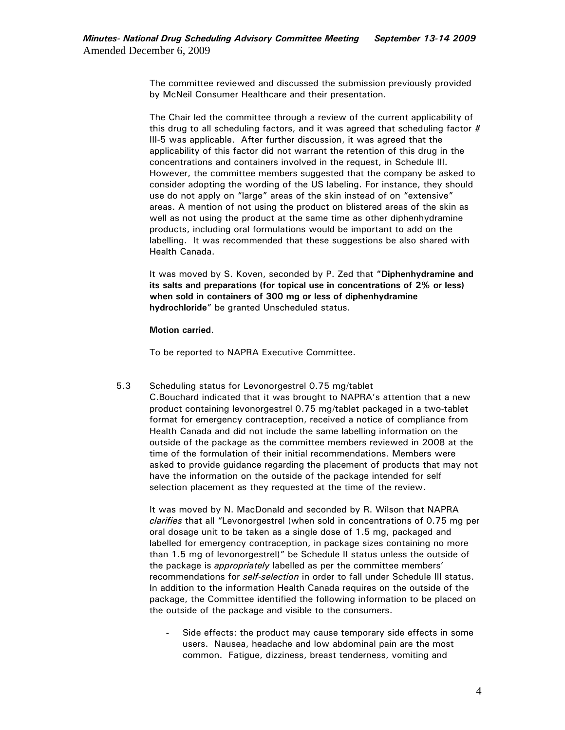The committee reviewed and discussed the submission previously provided by McNeil Consumer Healthcare and their presentation.

The Chair led the committee through a review of the current applicability of this drug to all scheduling factors, and it was agreed that scheduling factor # III-5 was applicable. After further discussion, it was agreed that the applicability of this factor did not warrant the retention of this drug in the concentrations and containers involved in the request, in Schedule III. However, the committee members suggested that the company be asked to consider adopting the wording of the US labeling. For instance, they should use do not apply on "large" areas of the skin instead of on "extensive" areas. A mention of not using the product on blistered areas of the skin as well as not using the product at the same time as other diphenhydramine products, including oral formulations would be important to add on the labelling. It was recommended that these suggestions be also shared with Health Canada.

It was moved by S. Koven, seconded by P. Zed that **"Diphenhydramine and its salts and preparations (for topical use in concentrations of 2% or less) when sold in containers of 300 mg or less of diphenhydramine hydrochloride"** be granted Unscheduled status.

**Motion carried**.

To be reported to NAPRA Executive Committee.

5.3 Scheduling status for Levonorgestrel 0.75 mg/tablet

C.Bouchard indicated that it was brought to NAPRA's attention that a new product containing levonorgestrel 0.75 mg/tablet packaged in a two-tablet format for emergency contraception, received a notice of compliance from Health Canada and did not include the same labelling information on the outside of the package as the committee members reviewed in 2008 at the time of the formulation of their initial recommendations. Members were asked to provide guidance regarding the placement of products that may not have the information on the outside of the package intended for self selection placement as they requested at the time of the review.

It was moved by N. MacDonald and seconded by R. Wilson that NAPRA *clarifies* that all "Levonorgestrel (when sold in concentrations of 0.75 mg per oral dosage unit to be taken as a single dose of 1.5 mg, packaged and labelled for emergency contraception, in package sizes containing no more than 1.5 mg of levonorgestrel)" be Schedule II status unless the outside of the package is *appropriately* labelled as per the committee members' recommendations for *self-selection* in order to fall under Schedule III status. In addition to the information Health Canada requires on the outside of the package, the Committee identified the following information to be placed on the outside of the package and visible to the consumers.

- Side effects: the product may cause temporary side effects in some users. Nausea, headache and low abdominal pain are the most common. Fatigue, dizziness, breast tenderness, vomiting and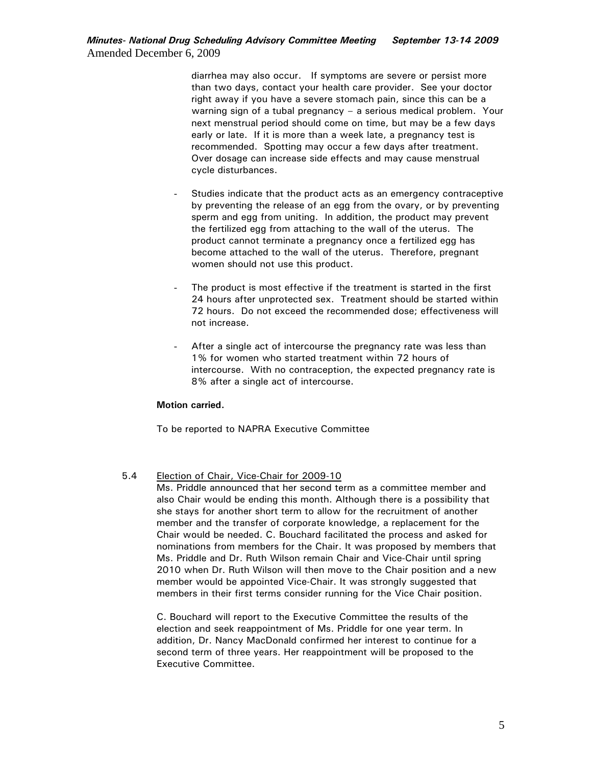diarrhea may also occur. If symptoms are severe or persist more than two days, contact your health care provider. See your doctor right away if you have a severe stomach pain, since this can be a warning sign of a tubal pregnancy – a serious medical problem. Your next menstrual period should come on time, but may be a few days early or late. If it is more than a week late, a pregnancy test is recommended. Spotting may occur a few days after treatment. Over dosage can increase side effects and may cause menstrual cycle disturbances.

- Studies indicate that the product acts as an emergency contraceptive by preventing the release of an egg from the ovary, or by preventing sperm and egg from uniting. In addition, the product may prevent the fertilized egg from attaching to the wall of the uterus. The product cannot terminate a pregnancy once a fertilized egg has become attached to the wall of the uterus. Therefore, pregnant women should not use this product.

- The product is most effective if the treatment is started in the first 24 hours after unprotected sex. Treatment should be started within 72 hours. Do not exceed the recommended dose; effectiveness will not increase.

- After a single act of intercourse the pregnancy rate was less than 1% for women who started treatment within 72 hours of intercourse. With no contraception, the expected pregnancy rate is 8% after a single act of intercourse.

**Motion carried.**

To be reported to NAPRA Executive Committee

5.4 Election of Chair, Vice-Chair for 2009-10

Ms. Priddle announced that her second term as a committee member and also Chair would be ending this month. Although there is a possibility that she stays for another short term to allow for the recruitment of another member and the transfer of corporate knowledge, a replacement for the Chair would be needed. C. Bouchard facilitated the process and asked for nominations from members for the Chair. It was proposed by members that Ms. Priddle and Dr. Ruth Wilson remain Chair and Vice-Chair until spring 2010 when Dr. Ruth Wilson will then move to the Chair position and a new member would be appointed Vice-Chair. It was strongly suggested that members in their first terms consider running for the Vice Chair position.

C. Bouchard will report to the Executive Committee the results of the election and seek reappointment of Ms. Priddle for one year term. In addition, Dr. Nancy MacDonald confirmed her interest to continue for a second term of three years. Her reappointment will be proposed to the Executive Committee.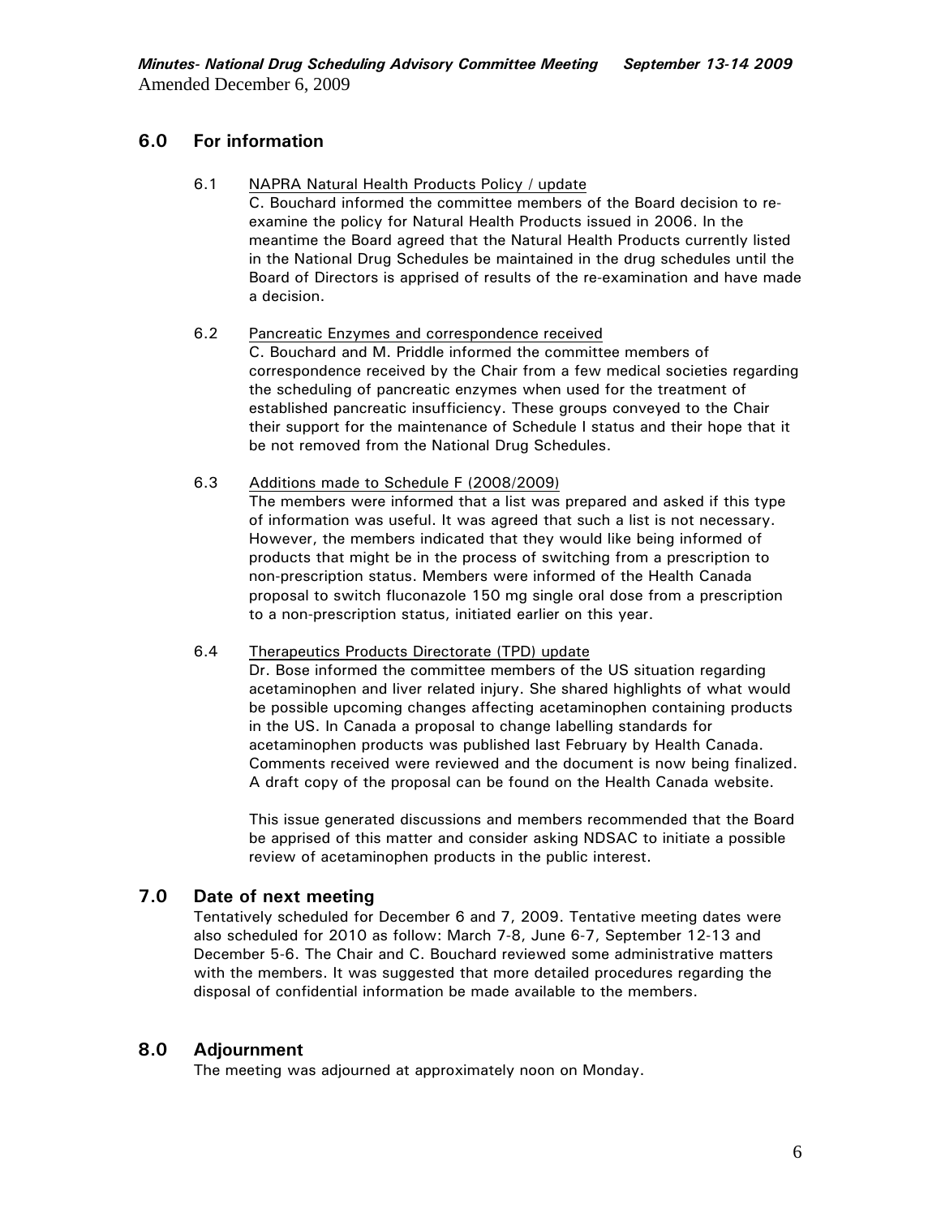## 6.0 For information

6.1 NAPRA Natural Health Products Policy / update

C. Bouchard informed the committee members of the Board decision to re-examine the policy for Natural Health Products issued in 2006. In the meantime the Board agreed that the Natural Health Products currently listed in the National Drug Schedules be maintained in the drug schedules until the Board of Directors is apprised of results of the re-examination and have made a decision.

6.2 Pancreatic Enzymes and correspondence received

C. Bouchard and M. Priddle informed the committee members of correspondence received by the Chair from a few medical societies regarding the scheduling of pancreatic enzymes when used for the treatment of established pancreatic insufficiency. These groups conveyed to the Chair their support for the maintenance of Schedule I status and their hope that it be not removed from the National Drug Schedules.

6.3 Additions made to Schedule F (2008/2009)

The members were informed that a list was prepared and asked if this type of information was useful. It was agreed that such a list is not necessary. However, the members indicated that they would like being informed of products that might be in the process of switching from a prescription to non-prescription status. Members were informed of the Health Canada proposal to switch fluconazole 150 mg single oral dose from a prescription to a non-prescription status, initiated earlier on this year.

6.4 Therapeutics Products Directorate (TPD) update

Dr. Bose informed the committee members of the US situation regarding acetaminophen and liver related injury. She shared highlights of what would be possible upcoming changes affecting acetaminophen containing products in the US. In Canada a proposal to change labelling standards for acetaminophen products was published last February by Health Canada. Comments received were reviewed and the document is now being finalized. A draft copy of the proposal can be found on the Health Canada website.

This issue generated discussions and members recommended that the Board be apprised of this matter and consider asking NDSAC to initiate a possible review of acetaminophen products in the public interest.

## 7.0 Date of next meeting

Tentatively scheduled for December 6 and 7, 2009. Tentative meeting dates were also scheduled for 2010 as follow: March 7-8, June 6-7, September 12-13 and December 5-6. The Chair and C. Bouchard reviewed some administrative matters with the members. It was suggested that more detailed procedures regarding the disposal of confidential information be made available to the members.

## 8.0 Adjournment

The meeting was adjourned at approximately noon on Monday.